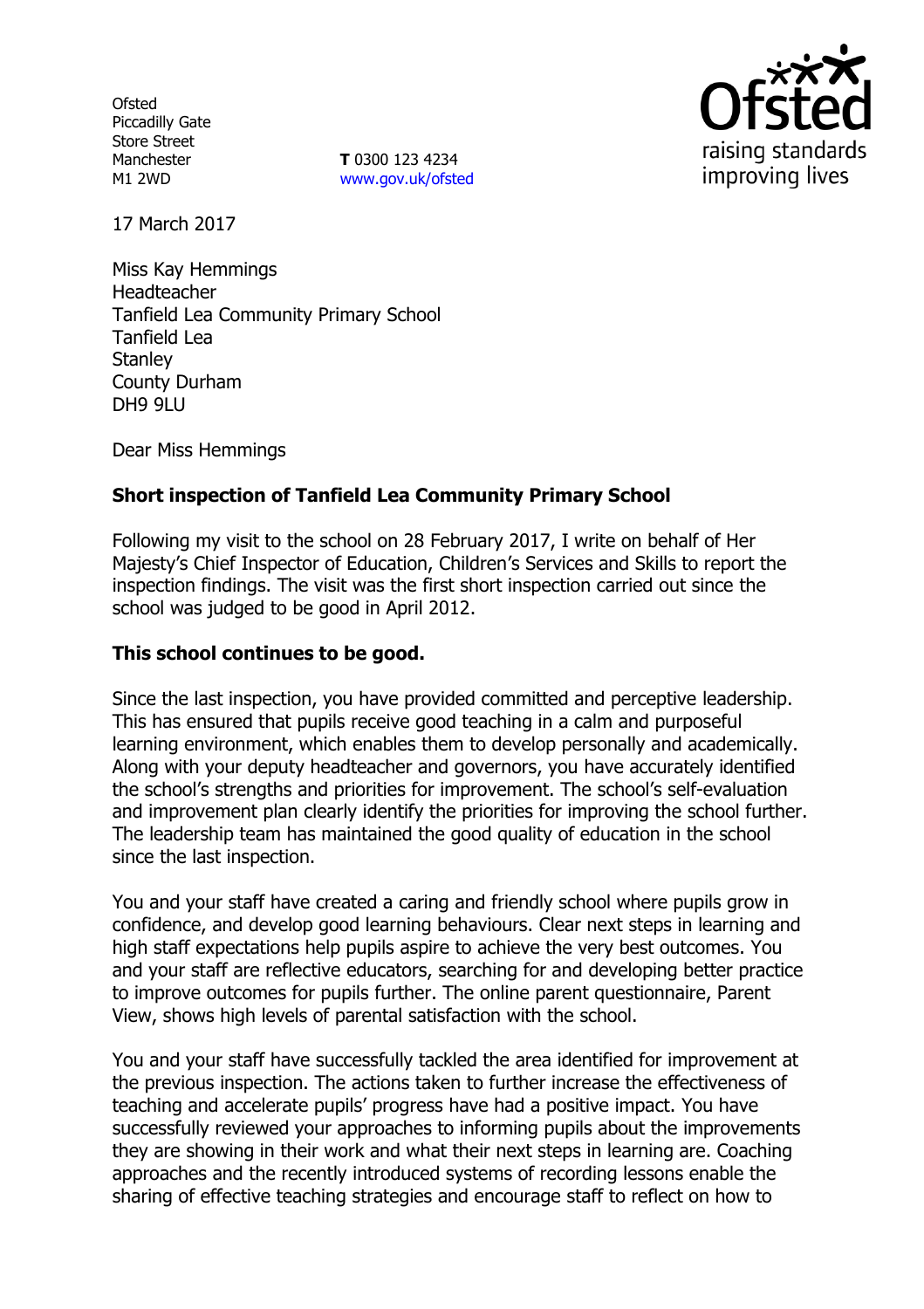Ofsted
Piccadilly Gate
Store Street
Manchester
M1 2WD

**T** 0300 123 4234
www.gov.uk/ofsted

17 March 2017

Miss Kay Hemmings
Headteacher
Tanfield Lea Community Primary School
Tanfield Lea
Stanley
County Durham
DH9 9LU

Dear Miss Hemmings

**Short inspection of Tanfield Lea Community Primary School**

Following my visit to the school on 28 February 2017, I write on behalf of Her Majesty's Chief Inspector of Education, Children's Services and Skills to report the inspection findings. The visit was the first short inspection carried out since the school was judged to be good in April 2012.

**This school continues to be good.**

Since the last inspection, you have provided committed and perceptive leadership. This has ensured that pupils receive good teaching in a calm and purposeful learning environment, which enables them to develop personally and academically. Along with your deputy headteacher and governors, you have accurately identified the school's strengths and priorities for improvement. The school's self-evaluation and improvement plan clearly identify the priorities for improving the school further. The leadership team has maintained the good quality of education in the school since the last inspection.

You and your staff have created a caring and friendly school where pupils grow in confidence, and develop good learning behaviours. Clear next steps in learning and high staff expectations help pupils aspire to achieve the very best outcomes. You and your staff are reflective educators, searching for and developing better practice to improve outcomes for pupils further. The online parent questionnaire, Parent View, shows high levels of parental satisfaction with the school.

You and your staff have successfully tackled the area identified for improvement at the previous inspection. The actions taken to further increase the effectiveness of teaching and accelerate pupils' progress have had a positive impact. You have successfully reviewed your approaches to informing pupils about the improvements they are showing in their work and what their next steps in learning are. Coaching approaches and the recently introduced systems of recording lessons enable the sharing of effective teaching strategies and encourage staff to reflect on how to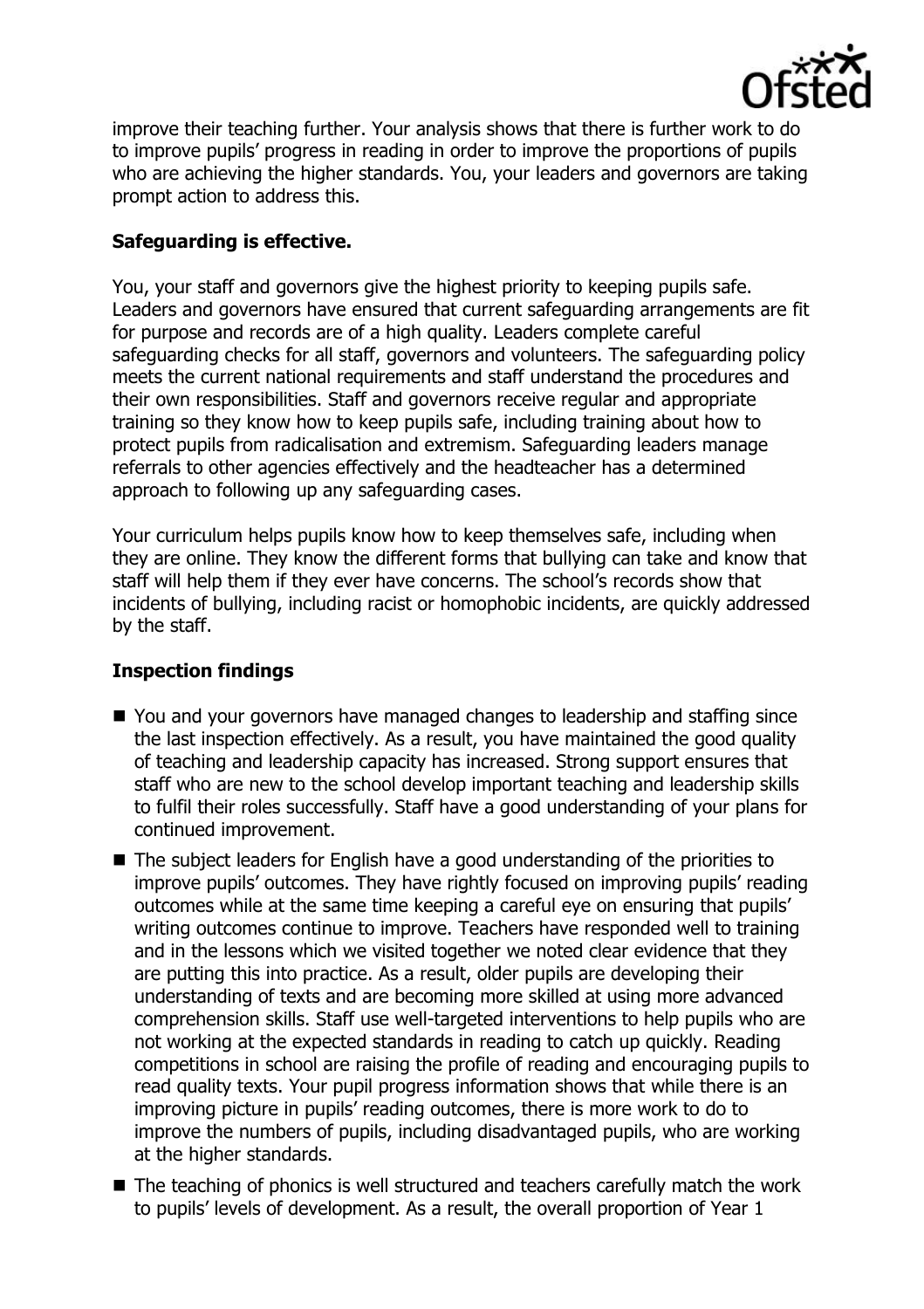improve their teaching further. Your analysis shows that there is further work to do to improve pupils' progress in reading in order to improve the proportions of pupils who are achieving the higher standards. You, your leaders and governors are taking prompt action to address this.

### Safeguarding is effective.

You, your staff and governors give the highest priority to keeping pupils safe. Leaders and governors have ensured that current safeguarding arrangements are fit for purpose and records are of a high quality. Leaders complete careful safeguarding checks for all staff, governors and volunteers. The safeguarding policy meets the current national requirements and staff understand the procedures and their own responsibilities. Staff and governors receive regular and appropriate training so they know how to keep pupils safe, including training about how to protect pupils from radicalisation and extremism. Safeguarding leaders manage referrals to other agencies effectively and the headteacher has a determined approach to following up any safeguarding cases.

Your curriculum helps pupils know how to keep themselves safe, including when they are online. They know the different forms that bullying can take and know that staff will help them if they ever have concerns. The school's records show that incidents of bullying, including racist or homophobic incidents, are quickly addressed by the staff.

### Inspection findings

- You and your governors have managed changes to leadership and staffing since the last inspection effectively. As a result, you have maintained the good quality of teaching and leadership capacity has increased. Strong support ensures that staff who are new to the school develop important teaching and leadership skills to fulfil their roles successfully. Staff have a good understanding of your plans for continued improvement.
- The subject leaders for English have a good understanding of the priorities to improve pupils' outcomes. They have rightly focused on improving pupils' reading outcomes while at the same time keeping a careful eye on ensuring that pupils' writing outcomes continue to improve. Teachers have responded well to training and in the lessons which we visited together we noted clear evidence that they are putting this into practice. As a result, older pupils are developing their understanding of texts and are becoming more skilled at using more advanced comprehension skills. Staff use well-targeted interventions to help pupils who are not working at the expected standards in reading to catch up quickly. Reading competitions in school are raising the profile of reading and encouraging pupils to read quality texts. Your pupil progress information shows that while there is an improving picture in pupils' reading outcomes, there is more work to do to improve the numbers of pupils, including disadvantaged pupils, who are working at the higher standards.
- The teaching of phonics is well structured and teachers carefully match the work to pupils' levels of development. As a result, the overall proportion of Year 1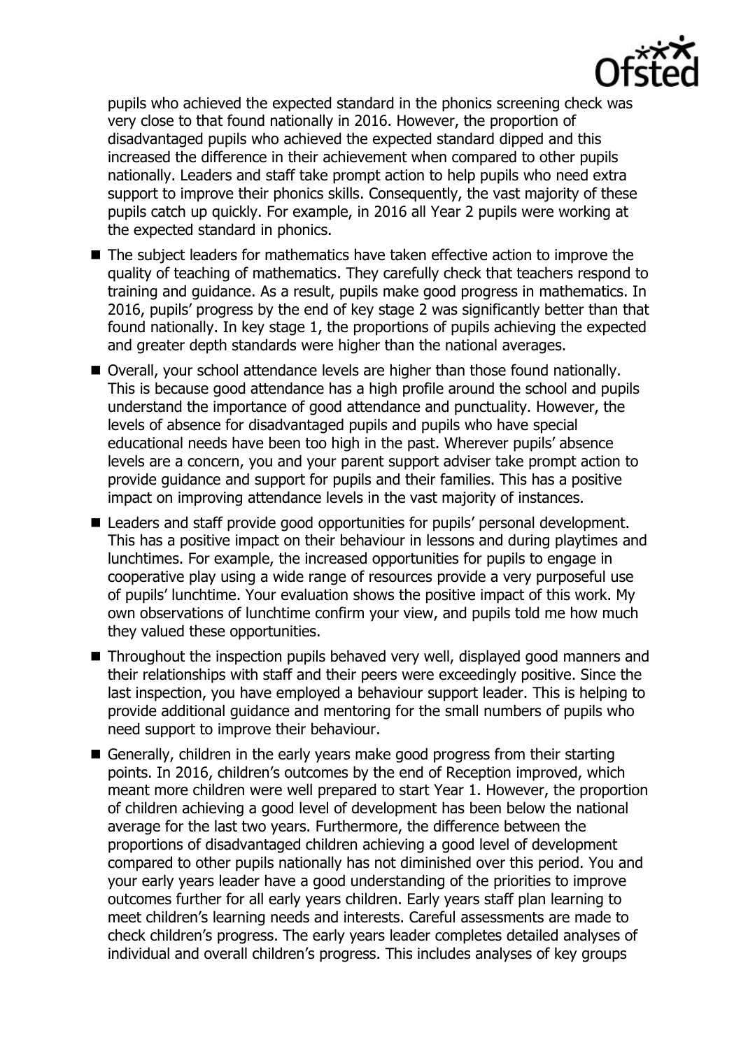pupils who achieved the expected standard in the phonics screening check was very close to that found nationally in 2016. However, the proportion of disadvantaged pupils who achieved the expected standard dipped and this increased the difference in their achievement when compared to other pupils nationally. Leaders and staff take prompt action to help pupils who need extra support to improve their phonics skills. Consequently, the vast majority of these pupils catch up quickly. For example, in 2016 all Year 2 pupils were working at the expected standard in phonics.

- The subject leaders for mathematics have taken effective action to improve the quality of teaching of mathematics. They carefully check that teachers respond to training and guidance. As a result, pupils make good progress in mathematics. In 2016, pupils' progress by the end of key stage 2 was significantly better than that found nationally. In key stage 1, the proportions of pupils achieving the expected and greater depth standards were higher than the national averages.
- Overall, your school attendance levels are higher than those found nationally. This is because good attendance has a high profile around the school and pupils understand the importance of good attendance and punctuality. However, the levels of absence for disadvantaged pupils and pupils who have special educational needs have been too high in the past. Wherever pupils' absence levels are a concern, you and your parent support adviser take prompt action to provide guidance and support for pupils and their families. This has a positive impact on improving attendance levels in the vast majority of instances.
- Leaders and staff provide good opportunities for pupils' personal development. This has a positive impact on their behaviour in lessons and during playtimes and lunchtimes. For example, the increased opportunities for pupils to engage in cooperative play using a wide range of resources provide a very purposeful use of pupils' lunchtime. Your evaluation shows the positive impact of this work. My own observations of lunchtime confirm your view, and pupils told me how much they valued these opportunities.
- Throughout the inspection pupils behaved very well, displayed good manners and their relationships with staff and their peers were exceedingly positive. Since the last inspection, you have employed a behaviour support leader. This is helping to provide additional guidance and mentoring for the small numbers of pupils who need support to improve their behaviour.
- Generally, children in the early years make good progress from their starting points. In 2016, children's outcomes by the end of Reception improved, which meant more children were well prepared to start Year 1. However, the proportion of children achieving a good level of development has been below the national average for the last two years. Furthermore, the difference between the proportions of disadvantaged children achieving a good level of development compared to other pupils nationally has not diminished over this period. You and your early years leader have a good understanding of the priorities to improve outcomes further for all early years children. Early years staff plan learning to meet children's learning needs and interests. Careful assessments are made to check children's progress. The early years leader completes detailed analyses of individual and overall children's progress. This includes analyses of key groups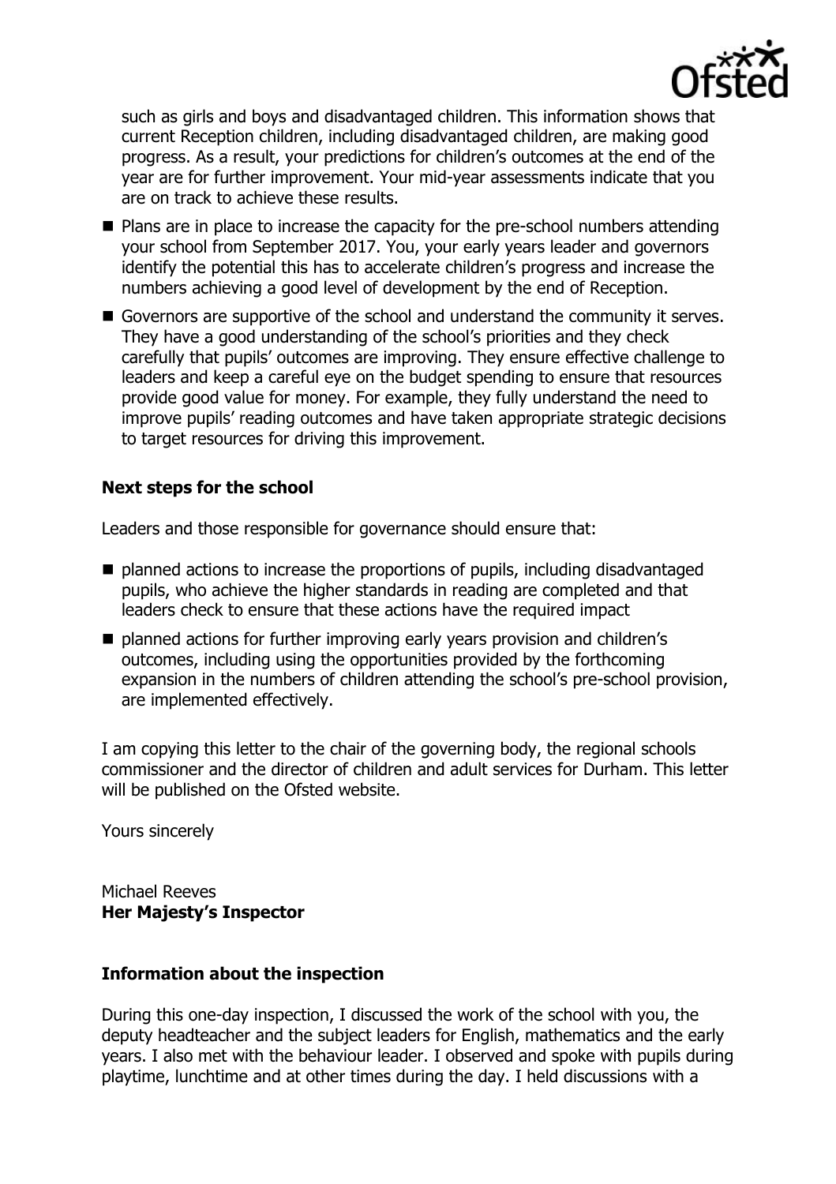such as girls and boys and disadvantaged children. This information shows that current Reception children, including disadvantaged children, are making good progress. As a result, your predictions for children's outcomes at the end of the year are for further improvement. Your mid-year assessments indicate that you are on track to achieve these results.

- Plans are in place to increase the capacity for the pre-school numbers attending your school from September 2017. You, your early years leader and governors identify the potential this has to accelerate children's progress and increase the numbers achieving a good level of development by the end of Reception.
- Governors are supportive of the school and understand the community it serves. They have a good understanding of the school's priorities and they check carefully that pupils' outcomes are improving. They ensure effective challenge to leaders and keep a careful eye on the budget spending to ensure that resources provide good value for money. For example, they fully understand the need to improve pupils' reading outcomes and have taken appropriate strategic decisions to target resources for driving this improvement.

### Next steps for the school

Leaders and those responsible for governance should ensure that:

- planned actions to increase the proportions of pupils, including disadvantaged pupils, who achieve the higher standards in reading are completed and that leaders check to ensure that these actions have the required impact
- planned actions for further improving early years provision and children's outcomes, including using the opportunities provided by the forthcoming expansion in the numbers of children attending the school's pre-school provision, are implemented effectively.

I am copying this letter to the chair of the governing body, the regional schools commissioner and the director of children and adult services for Durham. This letter will be published on the Ofsted website.

Yours sincerely

Michael Reeves
**Her Majesty's Inspector**

### Information about the inspection

During this one-day inspection, I discussed the work of the school with you, the deputy headteacher and the subject leaders for English, mathematics and the early years. I also met with the behaviour leader. I observed and spoke with pupils during playtime, lunchtime and at other times during the day. I held discussions with a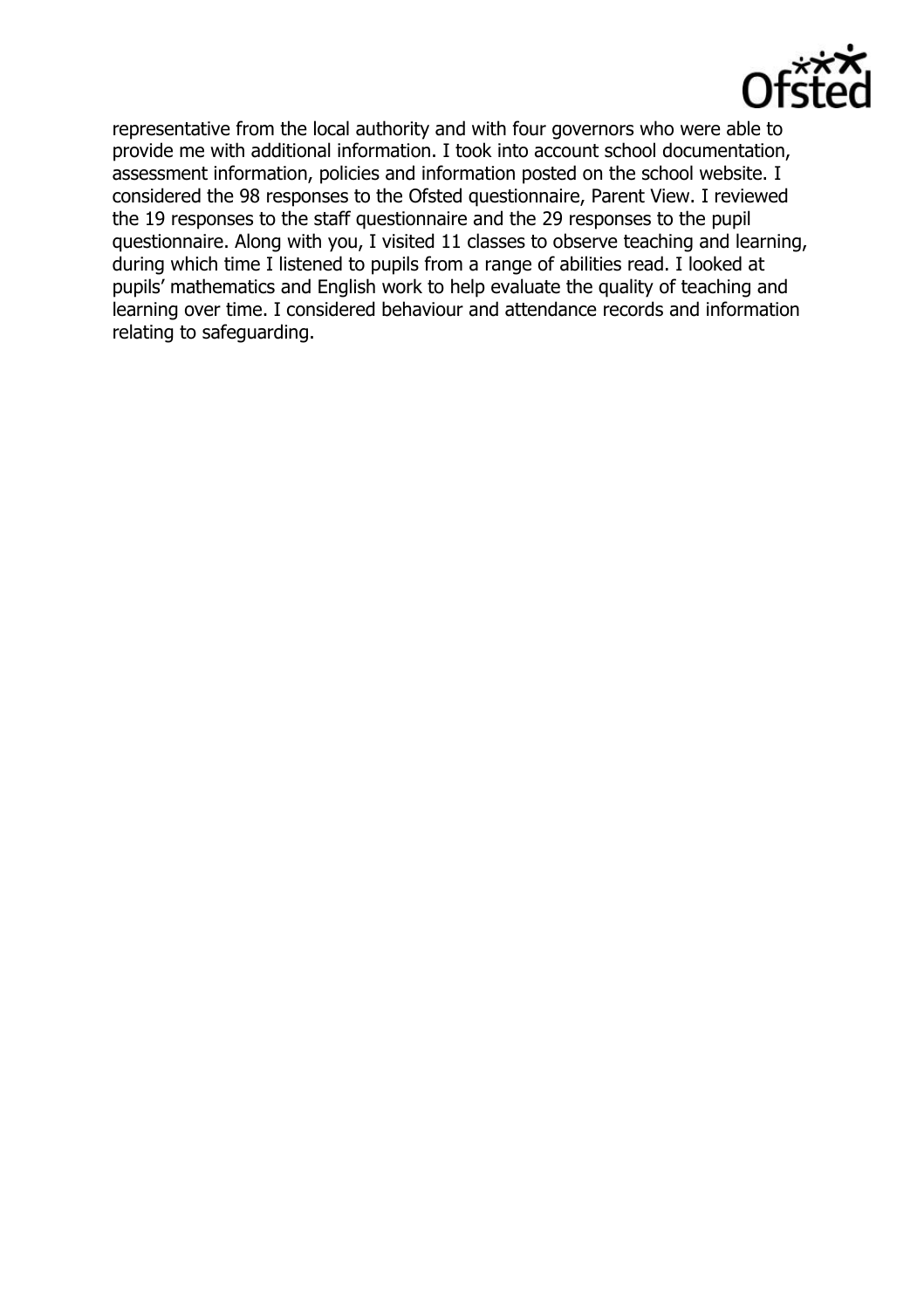representative from the local authority and with four governors who were able to provide me with additional information. I took into account school documentation, assessment information, policies and information posted on the school website. I considered the 98 responses to the Ofsted questionnaire, Parent View. I reviewed the 19 responses to the staff questionnaire and the 29 responses to the pupil questionnaire. Along with you, I visited 11 classes to observe teaching and learning, during which time I listened to pupils from a range of abilities read. I looked at pupils' mathematics and English work to help evaluate the quality of teaching and learning over time. I considered behaviour and attendance records and information relating to safeguarding.